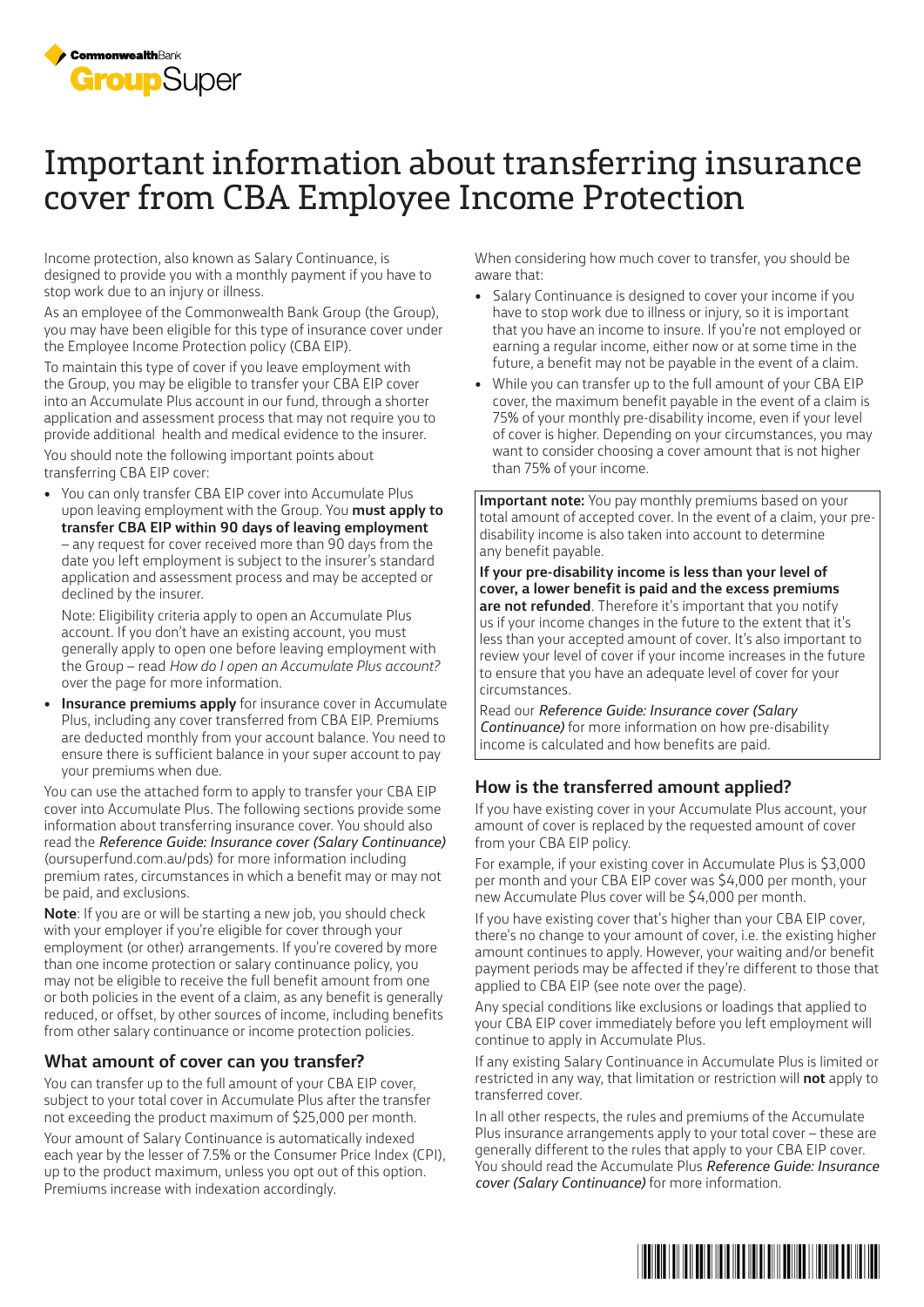CommonwealthBank **Group**Super

# Important information about transferring insurance cover from CBA Employee Income Protection

Income protection, also known as Salary Continuance, is designed to provide you with a monthly payment if you have to stop work due to an injury or illness.

As an employee of the Commonwealth Bank Group (the Group), you may have been eligible for this type of insurance cover under the Employee Income Protection policy (CBA EIP).

To maintain this type of cover if you leave employment with the Group, you may be eligible to transfer your CBA EIP cover into an Accumulate Plus account in our fund, through a shorter application and assessment process that may not require you to provide additional health and medical evidence to the insurer.

You should note the following important points about transferring CBA EIP cover:

- You can only transfer CBA EIP cover into Accumulate Plus upon leaving employment with the Group. You **must apply to transfer CBA EIP within 90 days of leaving employment** – any request for cover received more than 90 days from the date you left employment is subject to the insurer's standard application and assessment process and may be accepted or declined by the insurer.

  Note: Eligibility criteria apply to open an Accumulate Plus account. If you don't have an existing account, you must generally apply to open one before leaving employment with the Group – read *How do I open an Accumulate Plus account?* over the page for more information.

- **Insurance premiums apply** for insurance cover in Accumulate Plus, including any cover transferred from CBA EIP. Premiums are deducted monthly from your account balance. You need to ensure there is sufficient balance in your super account to pay your premiums when due.

You can use the attached form to apply to transfer your CBA EIP cover into Accumulate Plus. The following sections provide some information about transferring insurance cover. You should also read the *Reference Guide: Insurance cover (Salary Continuance)* (oursuperfund.com.au/pds) for more information including premium rates, circumstances in which a benefit may or may not be paid, and exclusions.

**Note**: If you are or will be starting a new job, you should check with your employer if you're eligible for cover through your employment (or other) arrangements. If you're covered by more than one income protection or salary continuance policy, you may not be eligible to receive the full benefit amount from one or both policies in the event of a claim, as any benefit is generally reduced, or offset, by other sources of income, including benefits from other salary continuance or income protection policies.

## What amount of cover can you transfer?

You can transfer up to the full amount of your CBA EIP cover, subject to your total cover in Accumulate Plus after the transfer not exceeding the product maximum of $25,000 per month.

Your amount of Salary Continuance is automatically indexed each year by the lesser of 7.5% or the Consumer Price Index (CPI), up to the product maximum, unless you opt out of this option. Premiums increase with indexation accordingly.

When considering how much cover to transfer, you should be aware that:

- Salary Continuance is designed to cover your income if you have to stop work due to illness or injury, so it is important that you have an income to insure. If you're not employed or earning a regular income, either now or at some time in the future, a benefit may not be payable in the event of a claim.
- While you can transfer up to the full amount of your CBA EIP cover, the maximum benefit payable in the event of a claim is 75% of your monthly pre-disability income, even if your level of cover is higher. Depending on your circumstances, you may want to consider choosing a cover amount that is not higher than 75% of your income.

**Important note:** You pay monthly premiums based on your total amount of accepted cover. In the event of a claim, your pre-disability income is also taken into account to determine any benefit payable.

**If your pre-disability income is less than your level of cover, a lower benefit is paid and the excess premiums are not refunded**. Therefore it's important that you notify us if your income changes in the future to the extent that it's less than your accepted amount of cover. It's also important to review your level of cover if your income increases in the future to ensure that you have an adequate level of cover for your circumstances.

Read our *Reference Guide: Insurance cover (Salary Continuance)* for more information on how pre-disability income is calculated and how benefits are paid.

## How is the transferred amount applied?

If you have existing cover in your Accumulate Plus account, your amount of cover is replaced by the requested amount of cover from your CBA EIP policy.

For example, if your existing cover in Accumulate Plus is $3,000 per month and your CBA EIP cover was $4,000 per month, your new Accumulate Plus cover will be $4,000 per month.

If you have existing cover that's higher than your CBA EIP cover, there's no change to your amount of cover, i.e. the existing higher amount continues to apply. However, your waiting and/or benefit payment periods may be affected if they're different to those that applied to CBA EIP (see note over the page).

Any special conditions like exclusions or loadings that applied to your CBA EIP cover immediately before you left employment will continue to apply in Accumulate Plus.

If any existing Salary Continuance in Accumulate Plus is limited or restricted in any way, that limitation or restriction will **not** apply to transferred cover.

In all other respects, the rules and premiums of the Accumulate Plus insurance arrangements apply to your total cover – these are generally different to the rules that apply to your CBA EIP cover. You should read the Accumulate Plus *Reference Guide: Insurance cover (Salary Continuance)* for more information.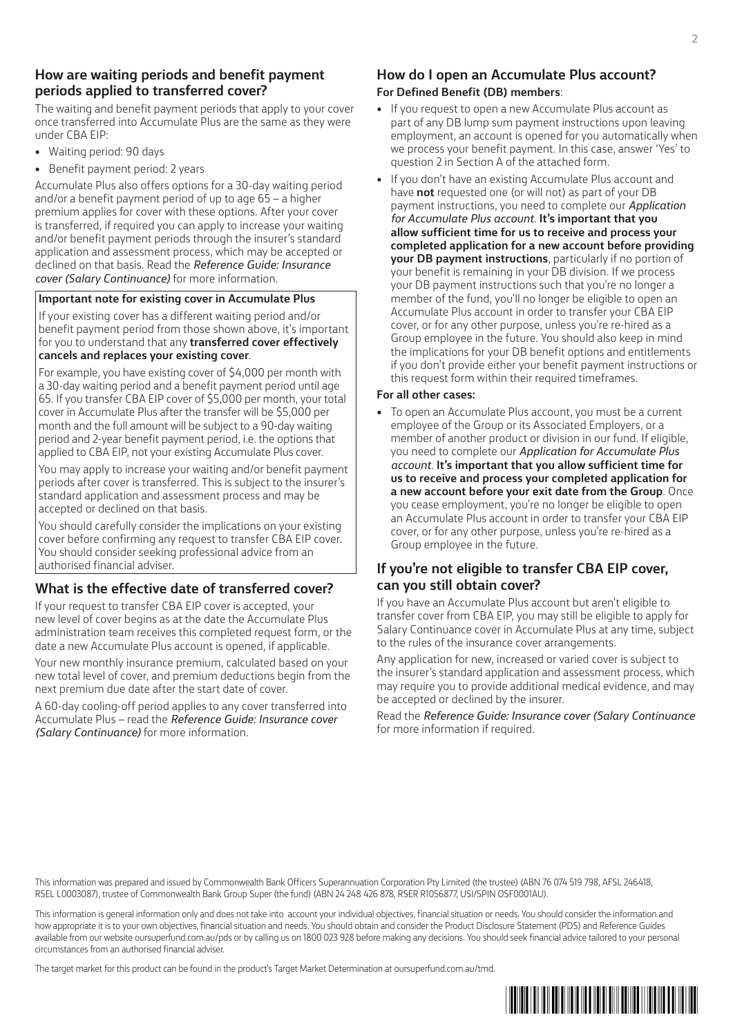## How are waiting periods and benefit payment periods applied to transferred cover?

The waiting and benefit payment periods that apply to your cover once transferred into Accumulate Plus are the same as they were under CBA EIP:

- Waiting period: 90 days
- Benefit payment period: 2 years

Accumulate Plus also offers options for a 30-day waiting period and/or a benefit payment period of up to age 65 – a higher premium applies for cover with these options. After your cover is transferred, if required you can apply to increase your waiting and/or benefit payment periods through the insurer's standard application and assessment process, which may be accepted or declined on that basis. Read the *Reference Guide: Insurance cover (Salary Continuance)* for more information.

**Important note for existing cover in Accumulate Plus**

If your existing cover has a different waiting period and/or benefit payment period from those shown above, it's important for you to understand that any **transferred cover effectively cancels and replaces your existing cover**.

For example, you have existing cover of $4,000 per month with a 30-day waiting period and a benefit payment period until age 65. If you transfer CBA EIP cover of $5,000 per month, your total cover in Accumulate Plus after the transfer will be $5,000 per month and the full amount will be subject to a 90-day waiting period and 2-year benefit payment period, i.e. the options that applied to CBA EIP, not your existing Accumulate Plus cover.

You may apply to increase your waiting and/or benefit payment periods after cover is transferred. This is subject to the insurer's standard application and assessment process and may be accepted or declined on that basis.

You should carefully consider the implications on your existing cover before confirming any request to transfer CBA EIP cover. You should consider seeking professional advice from an authorised financial adviser.

## What is the effective date of transferred cover?

If your request to transfer CBA EIP cover is accepted, your new level of cover begins as at the date the Accumulate Plus administration team receives this completed request form, or the date a new Accumulate Plus account is opened, if applicable.

Your new monthly insurance premium, calculated based on your new total level of cover, and premium deductions begin from the next premium due date after the start date of cover.

A 60-day cooling-off period applies to any cover transferred into Accumulate Plus – read the *Reference Guide: Insurance cover (Salary Continuance)* for more information.

## How do I open an Accumulate Plus account?

**For Defined Benefit (DB) members**:

- If you request to open a new Accumulate Plus account as part of any DB lump sum payment instructions upon leaving employment, an account is opened for you automatically when we process your benefit payment. In this case, answer 'Yes' to question 2 in Section A of the attached form.
- If you don't have an existing Accumulate Plus account and have **not** requested one (or will not) as part of your DB payment instructions, you need to complete our *Application for Accumulate Plus account*. **It's important that you allow sufficient time for us to receive and process your completed application for a new account before providing your DB payment instructions**, particularly if no portion of your benefit is remaining in your DB division. If we process your DB payment instructions such that you're no longer a member of the fund, you'll no longer be eligible to open an Accumulate Plus account in order to transfer your CBA EIP cover, or for any other purpose, unless you're re-hired as a Group employee in the future. You should also keep in mind the implications for your DB benefit options and entitlements if you don't provide either your benefit payment instructions or this request form within their required timeframes.

**For all other cases:**

- To open an Accumulate Plus account, you must be a current employee of the Group or its Associated Employers, or a member of another product or division in our fund. If eligible, you need to complete our *Application for Accumulate Plus account*. **It's important that you allow sufficient time for us to receive and process your completed application for a new account before your exit date from the Group**. Once you cease employment, you're no longer be eligible to open an Accumulate Plus account in order to transfer your CBA EIP cover, or for any other purpose, unless you're re-hired as a Group employee in the future.

## If you're not eligible to transfer CBA EIP cover, can you still obtain cover?

If you have an Accumulate Plus account but aren't eligible to transfer cover from CBA EIP, you may still be eligible to apply for Salary Continuance cover in Accumulate Plus at any time, subject to the rules of the insurance cover arrangements.

Any application for new, increased or varied cover is subject to the insurer's standard application and assessment process, which may require you to provide additional medical evidence, and may be accepted or declined by the insurer.

Read the *Reference Guide: Insurance cover (Salary Continuance* for more information if required.

This information was prepared and issued by Commonwealth Bank Officers Superannuation Corporation Pty Limited (the trustee) (ABN 76 074 519 798, AFSL 246418, RSEL L0003087), trustee of Commonwealth Bank Group Super (the fund) (ABN 24 248 426 878, RSER R1056877, USI/SPIN OSF0001AU).

This information is general information only and does not take into account your individual objectives, financial situation or needs. You should consider the information and how appropriate it is to your own objectives, financial situation and needs. You should obtain and consider the Product Disclosure Statement (PDS) and Reference Guides available from our website oursuperfund.com.au/pds or by calling us on 1800 023 928 before making any decisions. You should seek financial advice tailored to your personal circumstances from an authorised financial adviser.

The target market for this product can be found in the product's Target Market Determination at oursuperfund.com.au/tmd.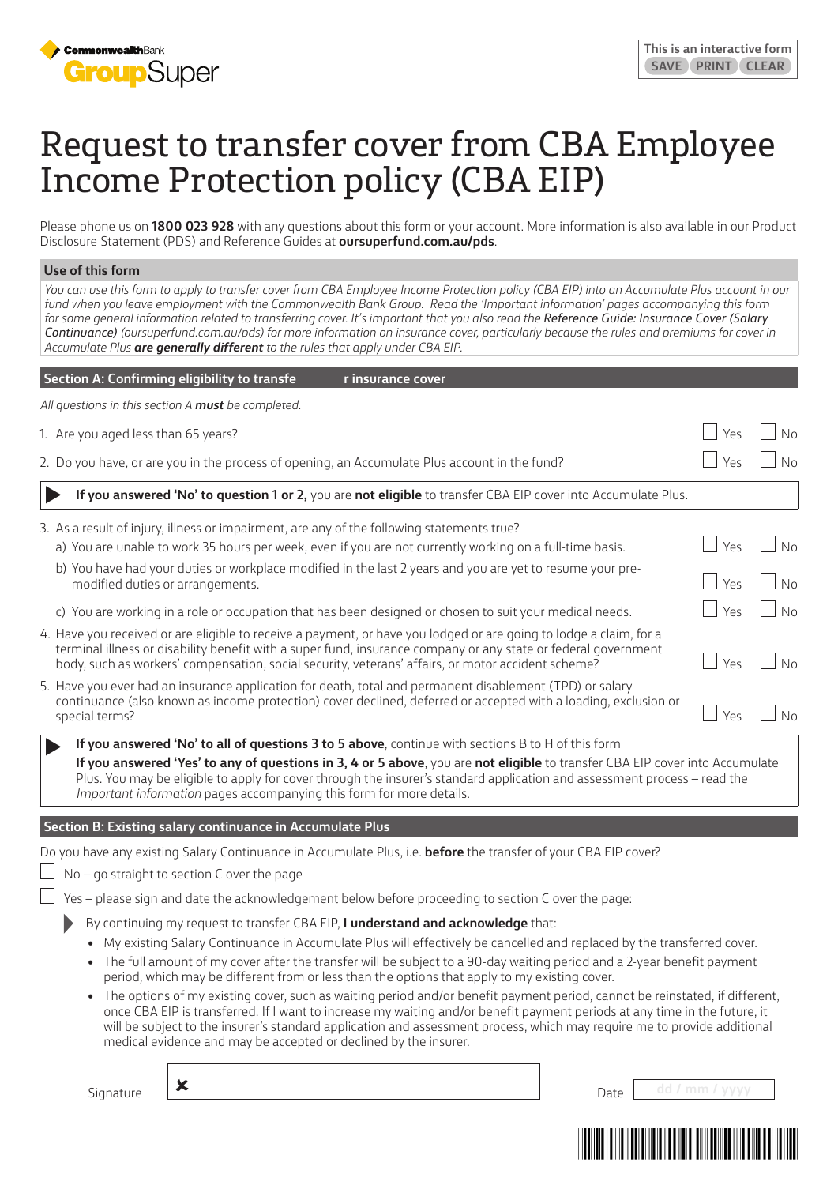CommonwealthBank GroupSuper

This is an interactive form SAVE PRINT CLEAR

# Request to transfer cover from CBA Employee Income Protection policy (CBA EIP)

Please phone us on **1800 023 928** with any questions about this form or your account. More information is also available in our Product Disclosure Statement (PDS) and Reference Guides at **oursuperfund.com.au/pds**.

## Use of this form

*You can use this form to apply to transfer cover from CBA Employee Income Protection policy (CBA EIP) into an Accumulate Plus account in our fund when you leave employment with the Commonwealth Bank Group. Read the 'Important information' pages accompanying this form for some general information related to transferring cover. It's important that you also read the* ***Reference Guide: Insurance Cover (Salary Continuance)*** *(oursuperfund.com.au/pds) for more information on insurance cover, particularly because the rules and premiums for cover in Accumulate Plus* ***are generally different*** *to the rules that apply under CBA EIP.*

## Section A: Confirming eligibility to transfe r insurance cover

*All questions in this section A* ***must*** *be completed.*

1. Are you aged less than 65 years? ☐ Yes ☐ No
2. Do you have, or are you in the process of opening, an Accumulate Plus account in the fund? ☐ Yes ☐ No

▶ **If you answered 'No' to question 1 or 2,** you are **not eligible** to transfer CBA EIP cover into Accumulate Plus.

3. As a result of injury, illness or impairment, are any of the following statements true?
   a) You are unable to work 35 hours per week, even if you are not currently working on a full-time basis. ☐ Yes ☐ No
   b) You have had your duties or workplace modified in the last 2 years and you are yet to resume your pre-modified duties or arrangements. ☐ Yes ☐ No
   c) You are working in a role or occupation that has been designed or chosen to suit your medical needs. ☐ Yes ☐ No
4. Have you received or are eligible to receive a payment, or have you lodged or are going to lodge a claim, for a terminal illness or disability benefit with a super fund, insurance company or any state or federal government body, such as workers' compensation, social security, veterans' affairs, or motor accident scheme? ☐ Yes ☐ No
5. Have you ever had an insurance application for death, total and permanent disablement (TPD) or salary continuance (also known as income protection) cover declined, deferred or accepted with a loading, exclusion or special terms? ☐ Yes ☐ No

▶ **If you answered 'No' to all of questions 3 to 5 above**, continue with sections B to H of this form
**If you answered 'Yes' to any of questions in 3, 4 or 5 above**, you are **not eligible** to transfer CBA EIP cover into Accumulate Plus. You may be eligible to apply for cover through the insurer's standard application and assessment process – read the *Important information* pages accompanying this form for more details.

## Section B: Existing salary continuance in Accumulate Plus

Do you have any existing Salary Continuance in Accumulate Plus, i.e. **before** the transfer of your CBA EIP cover?

☐ No – go straight to section C over the page

☐ Yes – please sign and date the acknowledgement below before proceeding to section C over the page:

▶ By continuing my request to transfer CBA EIP, **I understand and acknowledge** that:

- My existing Salary Continuance in Accumulate Plus will effectively be cancelled and replaced by the transferred cover.
- The full amount of my cover after the transfer will be subject to a 90-day waiting period and a 2-year benefit payment period, which may be different from or less than the options that apply to my existing cover.
- The options of my existing cover, such as waiting period and/or benefit payment period, cannot be reinstated, if different, once CBA EIP is transferred. If I want to increase my waiting and/or benefit payment periods at any time in the future, it will be subject to the insurer's standard application and assessment process, which may require me to provide additional medical evidence and may be accepted or declined by the insurer.

Signature ✘ ______________________ Date dd / mm / yyyy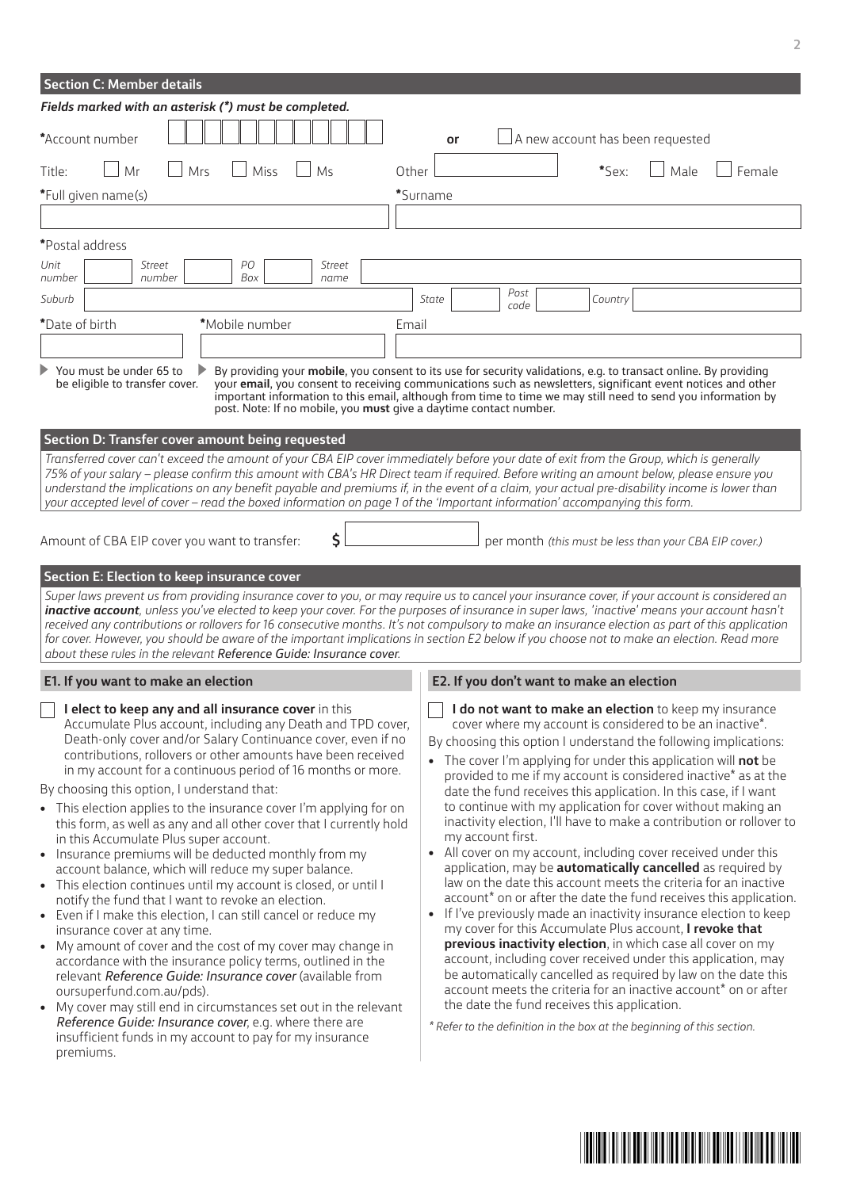## Section C: Member details

***Fields marked with an asterisk (*) must be completed.***

*Account number ☐☐☐☐☐☐☐☐☐☐☐☐ **or** ☐ A new account has been requested

Title: ☐ Mr ☐ Mrs ☐ Miss ☐ Ms Other ________ *Sex: ☐ Male ☐ Female

*Full given name(s) ________________ *Surname ________________

*Postal address

*Unit number* ____ *Street number* ____ *PO Box* ____ *Street name* ________________

*Suburb* ________________ *State* ____ *Post code* ____ *Country* ________

*Date of birth ________ *Mobile number ________ Email ________________

- You must be under 65 to be eligible to transfer cover.
- By providing your **mobile**, you consent to its use for security validations, e.g. to transact online. By providing your **email**, you consent to receiving communications such as newsletters, significant event notices and other important information to this email, although from time to time we may still need to send you information by post. Note: If no mobile, you **must** give a daytime contact number.

## Section D: Transfer cover amount being requested

*Transferred cover can't exceed the amount of your CBA EIP cover immediately before your date of exit from the Group, which is generally 75% of your salary – please confirm this amount with CBA's HR Direct team if required. Before writing an amount below, please ensure you understand the implications on any benefit payable and premiums if, in the event of a claim, your actual pre-disability income is lower than your accepted level of cover – read the boxed information on page 1 of the 'Important information' accompanying this form.*

Amount of CBA EIP cover you want to transfer: $ ________ per month *(this must be less than your CBA EIP cover.)*

## Section E: Election to keep insurance cover

*Super laws prevent us from providing insurance cover to you, or may require us to cancel your insurance cover, if your account is considered an* ***inactive account****, unless you've elected to keep your cover. For the purposes of insurance in super laws, 'inactive' means your account hasn't received any contributions or rollovers for 16 consecutive months. It's not compulsory to make an insurance election as part of this application for cover. However, you should be aware of the important implications in section E2 below if you choose not to make an election. Read more about these rules in the relevant Reference Guide: Insurance cover.*

### E1. If you want to make an election

☐ **I elect to keep any and all insurance cover** in this Accumulate Plus account, including any Death and TPD cover, Death-only cover and/or Salary Continuance cover, even if no contributions, rollovers or other amounts have been received in my account for a continuous period of 16 months or more.

By choosing this option, I understand that:

- This election applies to the insurance cover I'm applying for on this form, as well as any and all other cover that I currently hold in this Accumulate Plus super account.
- Insurance premiums will be deducted monthly from my account balance, which will reduce my super balance.
- This election continues until my account is closed, or until I notify the fund that I want to revoke an election.
- Even if I make this election, I can still cancel or reduce my insurance cover at any time.
- My amount of cover and the cost of my cover may change in accordance with the insurance policy terms, outlined in the relevant *Reference Guide: Insurance cover* (available from oursuperfund.com.au/pds).
- My cover may still end in circumstances set out in the relevant *Reference Guide: Insurance cover*, e.g. where there are insufficient funds in my account to pay for my insurance premiums.

### E2. If you don't want to make an election

☐ **I do not want to make an election** to keep my insurance cover where my account is considered to be an inactive*.

By choosing this option I understand the following implications:

- The cover I'm applying for under this application will **not** be provided to me if my account is considered inactive* as at the date the fund receives this application. In this case, if I want to continue with my application for cover without making an inactivity election, I'll have to make a contribution or rollover to my account first.
- All cover on my account, including cover received under this application, may be **automatically cancelled** as required by law on the date this account meets the criteria for an inactive account* on or after the date the fund receives this application.
- If I've previously made an inactivity insurance election to keep my cover for this Accumulate Plus account, **I revoke that previous inactivity election**, in which case all cover on my account, including cover received under this application, may be automatically cancelled as required by law on the date this account meets the criteria for an inactive account* on or after the date the fund receives this application.

*\* Refer to the definition in the box at the beginning of this section.*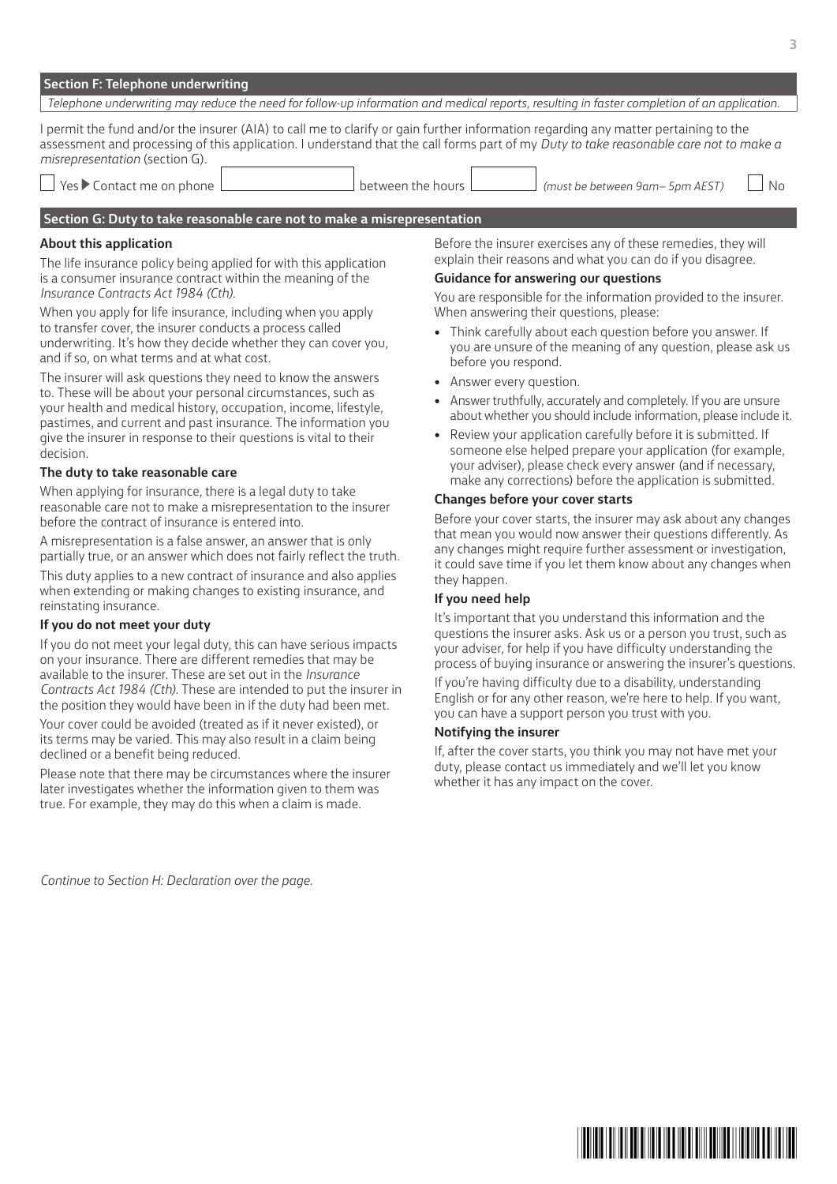## Section F: Telephone underwriting

*Telephone underwriting may reduce the need for follow-up information and medical reports, resulting in faster completion of an application.*

I permit the fund and/or the insurer (AIA) to call me to clarify or gain further information regarding any matter pertaining to the assessment and processing of this application. I understand that the call forms part of my *Duty to take reasonable care not to make a misrepresentation* (section G).

☐ Yes ▶ Contact me on phone \_\_\_\_\_\_\_\_\_\_\_\_ between the hours \_\_\_\_\_\_\_\_ *(must be between 9am– 5pm AEST)* ☐ No

## Section G: Duty to take reasonable care not to make a misrepresentation

### About this application

The life insurance policy being applied for with this application is a consumer insurance contract within the meaning of the *Insurance Contracts Act 1984 (Cth).*

When you apply for life insurance, including when you apply to transfer cover, the insurer conducts a process called underwriting. It's how they decide whether they can cover you, and if so, on what terms and at what cost.

The insurer will ask questions they need to know the answers to. These will be about your personal circumstances, such as your health and medical history, occupation, income, lifestyle, pastimes, and current and past insurance. The information you give the insurer in response to their questions is vital to their decision.

### The duty to take reasonable care

When applying for insurance, there is a legal duty to take reasonable care not to make a misrepresentation to the insurer before the contract of insurance is entered into.

A misrepresentation is a false answer, an answer that is only partially true, or an answer which does not fairly reflect the truth.

This duty applies to a new contract of insurance and also applies when extending or making changes to existing insurance, and reinstating insurance.

### If you do not meet your duty

If you do not meet your legal duty, this can have serious impacts on your insurance. There are different remedies that may be available to the insurer. These are set out in the *Insurance Contracts Act 1984 (Cth).* These are intended to put the insurer in the position they would have been in if the duty had been met.

Your cover could be avoided (treated as if it never existed), or its terms may be varied. This may also result in a claim being declined or a benefit being reduced.

Please note that there may be circumstances where the insurer later investigates whether the information given to them was true. For example, they may do this when a claim is made.

Before the insurer exercises any of these remedies, they will explain their reasons and what you can do if you disagree.

### Guidance for answering our questions

You are responsible for the information provided to the insurer. When answering their questions, please:

- Think carefully about each question before you answer. If you are unsure of the meaning of any question, please ask us before you respond.
- Answer every question.
- Answer truthfully, accurately and completely. If you are unsure about whether you should include information, please include it.
- Review your application carefully before it is submitted. If someone else helped prepare your application (for example, your adviser), please check every answer (and if necessary, make any corrections) before the application is submitted.

### Changes before your cover starts

Before your cover starts, the insurer may ask about any changes that mean you would now answer their questions differently. As any changes might require further assessment or investigation, it could save time if you let them know about any changes when they happen.

### If you need help

It's important that you understand this information and the questions the insurer asks. Ask us or a person you trust, such as your adviser, for help if you have difficulty understanding the process of buying insurance or answering the insurer's questions.

If you're having difficulty due to a disability, understanding English or for any other reason, we're here to help. If you want, you can have a support person you trust with you.

### Notifying the insurer

If, after the cover starts, you think you may not have met your duty, please contact us immediately and we'll let you know whether it has any impact on the cover.

*Continue to Section H: Declaration over the page.*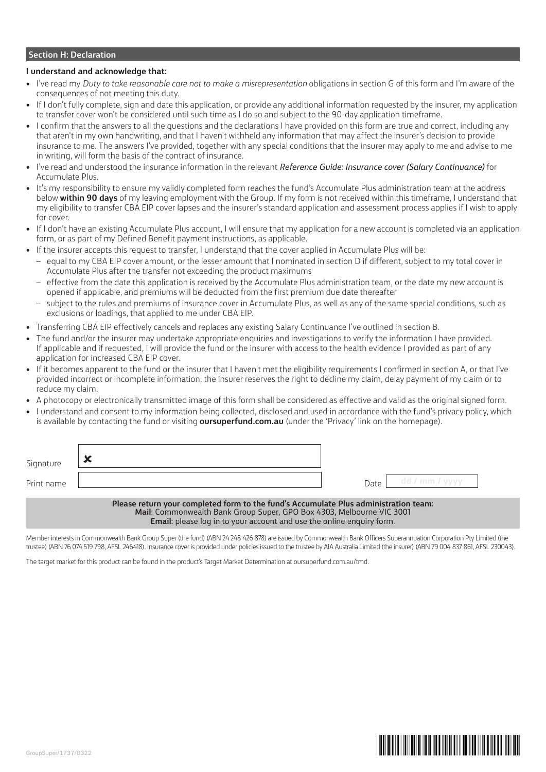## Section H: Declaration

**I understand and acknowledge that:**

- I've read my *Duty to take reasonable care not to make a misrepresentation* obligations in section G of this form and I'm aware of the consequences of not meeting this duty.
- If I don't fully complete, sign and date this application, or provide any additional information requested by the insurer, my application to transfer cover won't be considered until such time as I do so and subject to the 90-day application timeframe.
- I confirm that the answers to all the questions and the declarations I have provided on this form are true and correct, including any that aren't in my own handwriting, and that I haven't withheld any information that may affect the insurer's decision to provide insurance to me. The answers I've provided, together with any special conditions that the insurer may apply to me and advise to me in writing, will form the basis of the contract of insurance.
- I've read and understood the insurance information in the relevant *Reference Guide: Insurance cover (Salary Continuance)* for Accumulate Plus.
- It's my responsibility to ensure my validly completed form reaches the fund's Accumulate Plus administration team at the address below **within 90 days** of my leaving employment with the Group. If my form is not received within this timeframe, I understand that my eligibility to transfer CBA EIP cover lapses and the insurer's standard application and assessment process applies if I wish to apply for cover.
- If I don't have an existing Accumulate Plus account, I will ensure that my application for a new account is completed via an application form, or as part of my Defined Benefit payment instructions, as applicable.
- If the insurer accepts this request to transfer, I understand that the cover applied in Accumulate Plus will be:
  - equal to my CBA EIP cover amount, or the lesser amount that I nominated in section D if different, subject to my total cover in Accumulate Plus after the transfer not exceeding the product maximums
  - effective from the date this application is received by the Accumulate Plus administration team, or the date my new account is opened if applicable, and premiums will be deducted from the first premium due date thereafter
  - subject to the rules and premiums of insurance cover in Accumulate Plus, as well as any of the same special conditions, such as exclusions or loadings, that applied to me under CBA EIP.
- Transferring CBA EIP effectively cancels and replaces any existing Salary Continuance I've outlined in section B.
- The fund and/or the insurer may undertake appropriate enquiries and investigations to verify the information I have provided. If applicable and if requested, I will provide the fund or the insurer with access to the health evidence I provided as part of any application for increased CBA EIP cover.
- If it becomes apparent to the fund or the insurer that I haven't met the eligibility requirements I confirmed in section A, or that I've provided incorrect or incomplete information, the insurer reserves the right to decline my claim, delay payment of my claim or to reduce my claim.
- A photocopy or electronically transmitted image of this form shall be considered as effective and valid as the original signed form.
- I understand and consent to my information being collected, disclosed and used in accordance with the fund's privacy policy, which is available by contacting the fund or visiting **oursuperfund.com.au** (under the 'Privacy' link on the homepage).

Signature ✘

Print name

Date dd / mm / yyyy

**Please return your completed form to the fund's Accumulate Plus administration team:**
**Mail**: Commonwealth Bank Group Super, GPO Box 4303, Melbourne VIC 3001
**Email**: please log in to your account and use the online enquiry form.

Member interests in Commonwealth Bank Group Super (the fund) (ABN 24 248 426 878) are issued by Commonwealth Bank Officers Superannuation Corporation Pty Limited (the trustee) (ABN 76 074 519 798, AFSL 246418). Insurance cover is provided under policies issued to the trustee by AIA Australia Limited (the insurer) (ABN 79 004 837 861, AFSL 230043).

The target market for this product can be found in the product's Target Market Determination at oursuperfund.com.au/tmd.

GroupSuper/1737/0322